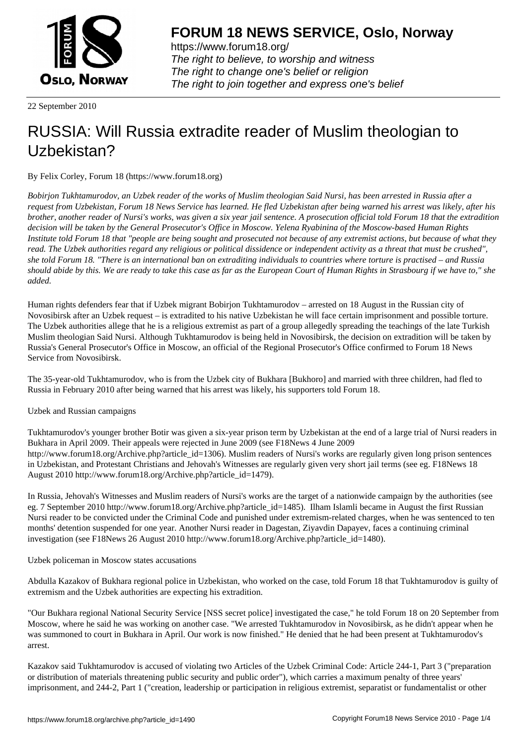# FORUM 18 NEWS SERVICE, Oslo, Norway

https://www.forum18.org/
*The right to believe, to worship and witness*
*The right to change one's belief or religion*
*The right to join together and express one's belief*

22 September 2010

# RUSSIA: Will Russia extradite reader of Muslim theologian to Uzbekistan?

By Felix Corley, Forum 18 (https://www.forum18.org)

*Bobirjon Tukhtamurodov, an Uzbek reader of the works of Muslim theologian Said Nursi, has been arrested in Russia after a request from Uzbekistan, Forum 18 News Service has learned. He fled Uzbekistan after being warned his arrest was likely, after his brother, another reader of Nursi's works, was given a six year jail sentence. A prosecution official told Forum 18 that the extradition decision will be taken by the General Prosecutor's Office in Moscow. Yelena Ryabinina of the Moscow-based Human Rights Institute told Forum 18 that "people are being sought and prosecuted not because of any extremist actions, but because of what they read. The Uzbek authorities regard any religious or political dissidence or independent activity as a threat that must be crushed", she told Forum 18. "There is an international ban on extraditing individuals to countries where torture is practised – and Russia should abide by this. We are ready to take this case as far as the European Court of Human Rights in Strasbourg if we have to," she added.*

Human rights defenders fear that if Uzbek migrant Bobirjon Tukhtamurodov – arrested on 18 August in the Russian city of Novosibirsk after an Uzbek request – is extradited to his native Uzbekistan he will face certain imprisonment and possible torture. The Uzbek authorities allege that he is a religious extremist as part of a group allegedly spreading the teachings of the late Turkish Muslim theologian Said Nursi. Although Tukhtamurodov is being held in Novosibirsk, the decision on extradition will be taken by Russia's General Prosecutor's Office in Moscow, an official of the Regional Prosecutor's Office confirmed to Forum 18 News Service from Novosibirsk.

The 35-year-old Tukhtamurodov, who is from the Uzbek city of Bukhara [Bukhoro] and married with three children, had fled to Russia in February 2010 after being warned that his arrest was likely, his supporters told Forum 18.

Uzbek and Russian campaigns

Tukhtamurodov's younger brother Botir was given a six-year prison term by Uzbekistan at the end of a large trial of Nursi readers in Bukhara in April 2009. Their appeals were rejected in June 2009 (see F18News 4 June 2009 http://www.forum18.org/Archive.php?article_id=1306). Muslim readers of Nursi's works are regularly given long prison sentences in Uzbekistan, and Protestant Christians and Jehovah's Witnesses are regularly given very short jail terms (see eg. F18News 18 August 2010 http://www.forum18.org/Archive.php?article_id=1479).

In Russia, Jehovah's Witnesses and Muslim readers of Nursi's works are the target of a nationwide campaign by the authorities (see eg. 7 September 2010 http://www.forum18.org/Archive.php?article_id=1485). Ilham Islamli became in August the first Russian Nursi reader to be convicted under the Criminal Code and punished under extremism-related charges, when he was sentenced to ten months' detention suspended for one year. Another Nursi reader in Dagestan, Ziyavdin Dapayev, faces a continuing criminal investigation (see F18News 26 August 2010 http://www.forum18.org/Archive.php?article_id=1480).

Uzbek policeman in Moscow states accusations

Abdulla Kazakov of Bukhara regional police in Uzbekistan, who worked on the case, told Forum 18 that Tukhtamurodov is guilty of extremism and the Uzbek authorities are expecting his extradition.

"Our Bukhara regional National Security Service [NSS secret police] investigated the case," he told Forum 18 on 20 September from Moscow, where he said he was working on another case. "We arrested Tukhtamurodov in Novosibirsk, as he didn't appear when he was summoned to court in Bukhara in April. Our work is now finished." He denied that he had been present at Tukhtamurodov's arrest.

Kazakov said Tukhtamurodov is accused of violating two Articles of the Uzbek Criminal Code: Article 244-1, Part 3 ("preparation or distribution of materials threatening public security and public order"), which carries a maximum penalty of three years' imprisonment, and 244-2, Part 1 ("creation, leadership or participation in religious extremist, separatist or fundamentalist or other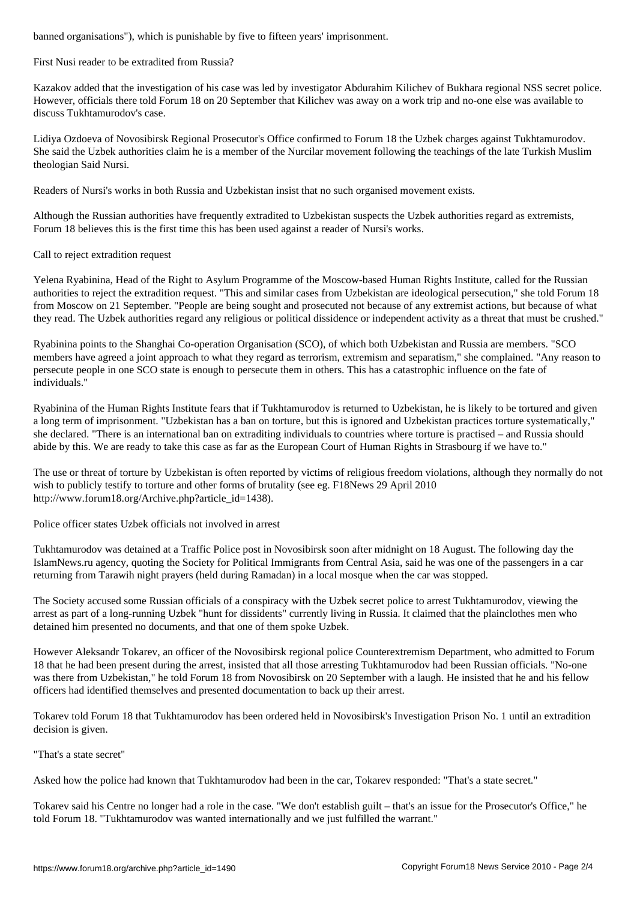banned organisations"), which is punishable by five to fifteen years' imprisonment.

## First Nusi reader to be extradited from Russia?

Kazakov added that the investigation of his case was led by investigator Abdurahim Kilichev of Bukhara regional NSS secret police. However, officials there told Forum 18 on 20 September that Kilichev was away on a work trip and no-one else was available to discuss Tukhtamurodov's case.

Lidiya Ozdoeva of Novosibirsk Regional Prosecutor's Office confirmed to Forum 18 the Uzbek charges against Tukhtamurodov. She said the Uzbek authorities claim he is a member of the Nurcilar movement following the teachings of the late Turkish Muslim theologian Said Nursi.

Readers of Nursi's works in both Russia and Uzbekistan insist that no such organised movement exists.

Although the Russian authorities have frequently extradited to Uzbekistan suspects the Uzbek authorities regard as extremists, Forum 18 believes this is the first time this has been used against a reader of Nursi's works.

## Call to reject extradition request

Yelena Ryabinina, Head of the Right to Asylum Programme of the Moscow-based Human Rights Institute, called for the Russian authorities to reject the extradition request. "This and similar cases from Uzbekistan are ideological persecution," she told Forum 18 from Moscow on 21 September. "People are being sought and prosecuted not because of any extremist actions, but because of what they read. The Uzbek authorities regard any religious or political dissidence or independent activity as a threat that must be crushed."

Ryabinina points to the Shanghai Co-operation Organisation (SCO), of which both Uzbekistan and Russia are members. "SCO members have agreed a joint approach to what they regard as terrorism, extremism and separatism," she complained. "Any reason to persecute people in one SCO state is enough to persecute them in others. This has a catastrophic influence on the fate of individuals."

Ryabinina of the Human Rights Institute fears that if Tukhtamurodov is returned to Uzbekistan, he is likely to be tortured and given a long term of imprisonment. "Uzbekistan has a ban on torture, but this is ignored and Uzbekistan practices torture systematically," she declared. "There is an international ban on extraditing individuals to countries where torture is practised – and Russia should abide by this. We are ready to take this case as far as the European Court of Human Rights in Strasbourg if we have to."

The use or threat of torture by Uzbekistan is often reported by victims of religious freedom violations, although they normally do not wish to publicly testify to torture and other forms of brutality (see eg. F18News 29 April 2010 http://www.forum18.org/Archive.php?article_id=1438).

## Police officer states Uzbek officials not involved in arrest

Tukhtamurodov was detained at a Traffic Police post in Novosibirsk soon after midnight on 18 August. The following day the IslamNews.ru agency, quoting the Society for Political Immigrants from Central Asia, said he was one of the passengers in a car returning from Tarawih night prayers (held during Ramadan) in a local mosque when the car was stopped.

The Society accused some Russian officials of a conspiracy with the Uzbek secret police to arrest Tukhtamurodov, viewing the arrest as part of a long-running Uzbek "hunt for dissidents" currently living in Russia. It claimed that the plainclothes men who detained him presented no documents, and that one of them spoke Uzbek.

However Aleksandr Tokarev, an officer of the Novosibirsk regional police Counterextremism Department, who admitted to Forum 18 that he had been present during the arrest, insisted that all those arresting Tukhtamurodov had been Russian officials. "No-one was there from Uzbekistan," he told Forum 18 from Novosibirsk on 20 September with a laugh. He insisted that he and his fellow officers had identified themselves and presented documentation to back up their arrest.

Tokarev told Forum 18 that Tukhtamurodov has been ordered held in Novosibirsk's Investigation Prison No. 1 until an extradition decision is given.

## "That's a state secret"

Asked how the police had known that Tukhtamurodov had been in the car, Tokarev responded: "That's a state secret."

Tokarev said his Centre no longer had a role in the case. "We don't establish guilt – that's an issue for the Prosecutor's Office," he told Forum 18. "Tukhtamurodov was wanted internationally and we just fulfilled the warrant."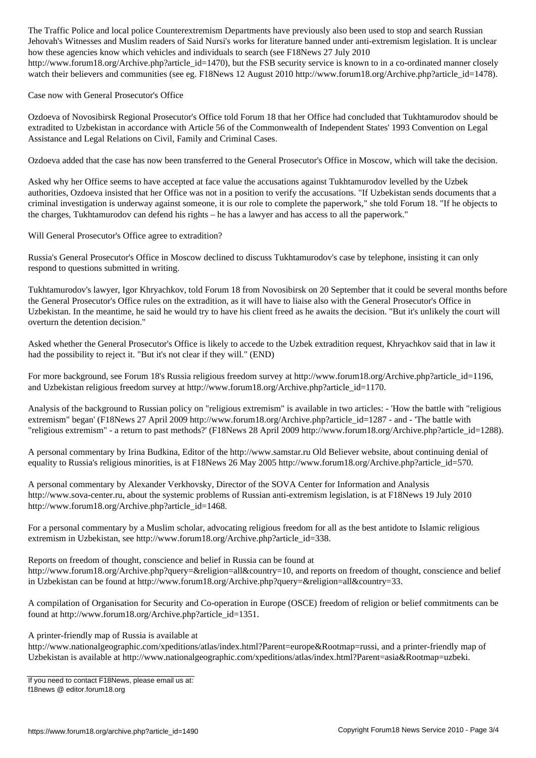The Traffic Police and local police Counterextremism Departments have previously also been used to stop and search Russian Jehovah's Witnesses and Muslim readers of Said Nursi's works for literature banned under anti-extremism legislation. It is unclear how these agencies know which vehicles and individuals to search (see F18News 27 July 2010 http://www.forum18.org/Archive.php?article_id=1470), but the FSB security service is known to in a co-ordinated manner closely watch their believers and communities (see eg. F18News 12 August 2010 http://www.forum18.org/Archive.php?article_id=1478).

Case now with General Prosecutor's Office

Ozdoeva of Novosibirsk Regional Prosecutor's Office told Forum 18 that her Office had concluded that Tukhtamurodov should be extradited to Uzbekistan in accordance with Article 56 of the Commonwealth of Independent States' 1993 Convention on Legal Assistance and Legal Relations on Civil, Family and Criminal Cases.

Ozdoeva added that the case has now been transferred to the General Prosecutor's Office in Moscow, which will take the decision.

Asked why her Office seems to have accepted at face value the accusations against Tukhtamurodov levelled by the Uzbek authorities, Ozdoeva insisted that her Office was not in a position to verify the accusations. "If Uzbekistan sends documents that a criminal investigation is underway against someone, it is our role to complete the paperwork," she told Forum 18. "If he objects to the charges, Tukhtamurodov can defend his rights – he has a lawyer and has access to all the paperwork."

Will General Prosecutor's Office agree to extradition?

Russia's General Prosecutor's Office in Moscow declined to discuss Tukhtamurodov's case by telephone, insisting it can only respond to questions submitted in writing.

Tukhtamurodov's lawyer, Igor Khryachkov, told Forum 18 from Novosibirsk on 20 September that it could be several months before the General Prosecutor's Office rules on the extradition, as it will have to liaise also with the General Prosecutor's Office in Uzbekistan. In the meantime, he said he would try to have his client freed as he awaits the decision. "But it's unlikely the court will overturn the detention decision."

Asked whether the General Prosecutor's Office is likely to accede to the Uzbek extradition request, Khryachkov said that in law it had the possibility to reject it. "But it's not clear if they will." (END)

For more background, see Forum 18's Russia religious freedom survey at http://www.forum18.org/Archive.php?article_id=1196, and Uzbekistan religious freedom survey at http://www.forum18.org/Archive.php?article_id=1170.

Analysis of the background to Russian policy on "religious extremism" is available in two articles: - 'How the battle with "religious extremism" began' (F18News 27 April 2009 http://www.forum18.org/Archive.php?article_id=1287 - and - 'The battle with "religious extremism" - a return to past methods?' (F18News 28 April 2009 http://www.forum18.org/Archive.php?article_id=1288).

A personal commentary by Irina Budkina, Editor of the http://www.samstar.ru Old Believer website, about continuing denial of equality to Russia's religious minorities, is at F18News 26 May 2005 http://www.forum18.org/Archive.php?article_id=570.

A personal commentary by Alexander Verkhovsky, Director of the SOVA Center for Information and Analysis http://www.sova-center.ru, about the systemic problems of Russian anti-extremism legislation, is at F18News 19 July 2010 http://www.forum18.org/Archive.php?article_id=1468.

For a personal commentary by a Muslim scholar, advocating religious freedom for all as the best antidote to Islamic religious extremism in Uzbekistan, see http://www.forum18.org/Archive.php?article_id=338.

Reports on freedom of thought, conscience and belief in Russia can be found at http://www.forum18.org/Archive.php?query=&religion=all&country=10, and reports on freedom of thought, conscience and belief in Uzbekistan can be found at http://www.forum18.org/Archive.php?query=&religion=all&country=33.

A compilation of Organisation for Security and Co-operation in Europe (OSCE) freedom of religion or belief commitments can be found at http://www.forum18.org/Archive.php?article_id=1351.

A printer-friendly map of Russia is available at http://www.nationalgeographic.com/xpeditions/atlas/index.html?Parent=europe&Rootmap=russi, and a printer-friendly map of Uzbekistan is available at http://www.nationalgeographic.com/xpeditions/atlas/index.html?Parent=asia&Rootmap=uzbeki.

If you need to contact F18News, please email us at:
f18news @ editor.forum18.org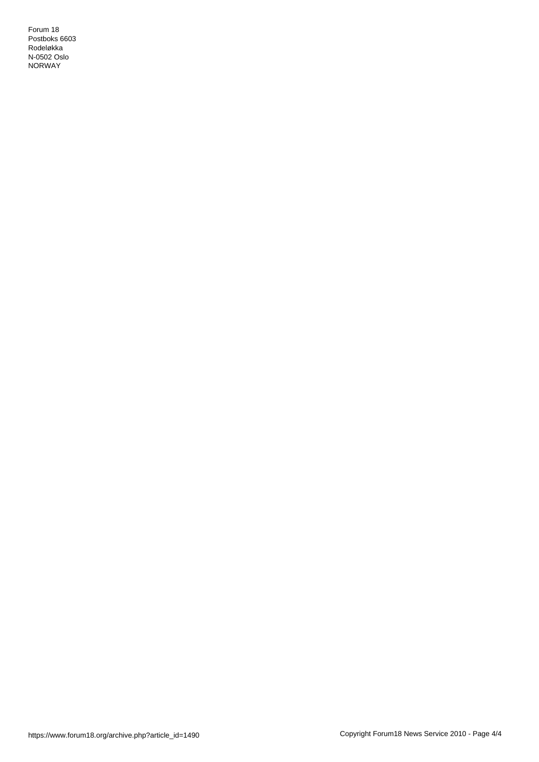Forum 18
Postboks 6603
Rodeløkka
N-0502 Oslo
NORWAY